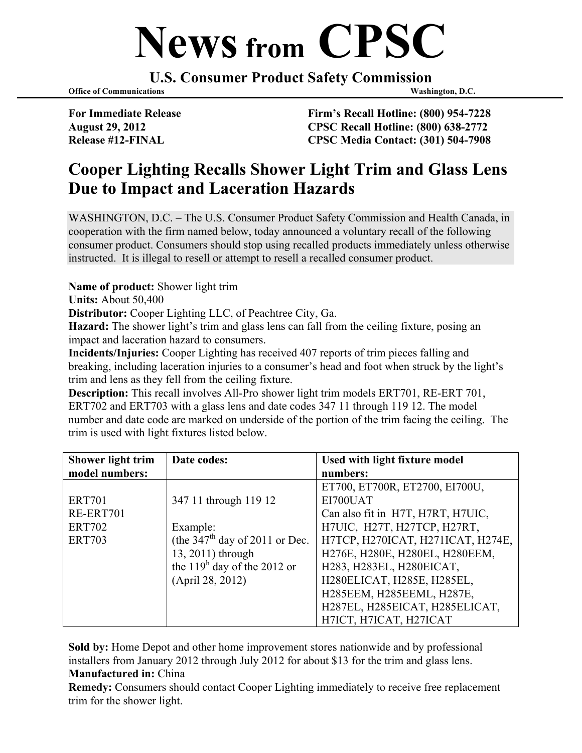# News from CPSC

## U.S. Consumer Product Safety Commission

**Office of Communications** **Washington, D.C.**

**For Immediate Release**
**August 29, 2012**
**Release #12-FINAL**

**Firm's Recall Hotline: (800) 954-7228**
**CPSC Recall Hotline: (800) 638-2772**
**CPSC Media Contact: (301) 504-7908**

## Cooper Lighting Recalls Shower Light Trim and Glass Lens Due to Impact and Laceration Hazards

WASHINGTON, D.C. – The U.S. Consumer Product Safety Commission and Health Canada, in cooperation with the firm named below, today announced a voluntary recall of the following consumer product. Consumers should stop using recalled products immediately unless otherwise instructed. It is illegal to resell or attempt to resell a recalled consumer product.

**Name of product:** Shower light trim
**Units:** About 50,400
**Distributor:** Cooper Lighting LLC, of Peachtree City, Ga.
**Hazard:** The shower light's trim and glass lens can fall from the ceiling fixture, posing an impact and laceration hazard to consumers.
**Incidents/Injuries:** Cooper Lighting has received 407 reports of trim pieces falling and breaking, including laceration injuries to a consumer's head and foot when struck by the light's trim and lens as they fell from the ceiling fixture.
**Description:** This recall involves All-Pro shower light trim models ERT701, RE-ERT 701, ERT702 and ERT703 with a glass lens and date codes 347 11 through 119 12. The model number and date code are marked on underside of the portion of the trim facing the ceiling. The trim is used with light fixtures listed below.

| Shower light trim model numbers: | Date codes: | Used with light fixture model numbers: |
|---|---|---|
| ERT701<br>RE-ERT701<br>ERT702<br>ERT703 | 347 11 through 119 12<br><br>Example:<br>(the 347th day of 2011 or Dec. 13, 2011) through the 119h day of the 2012 or (April 28, 2012) | ET700, ET700R, ET2700, EI700U, EI700UAT<br>Can also fit in H7T, H7RT, H7UIC, H7UIC, H27T, H27TCP, H27RT, H7TCP, H270ICAT, H271ICAT, H274E, H276E, H280E, H280EL, H280EEM, H283, H283EL, H280EICAT, H280ELICAT, H285E, H285EL, H285EEM, H285EEML, H287E, H287EL, H285EICAT, H285ELICAT, H7ICT, H7ICAT, H27ICAT |

**Sold by:** Home Depot and other home improvement stores nationwide and by professional installers from January 2012 through July 2012 for about $13 for the trim and glass lens.
**Manufactured in:** China
**Remedy:** Consumers should contact Cooper Lighting immediately to receive free replacement trim for the shower light.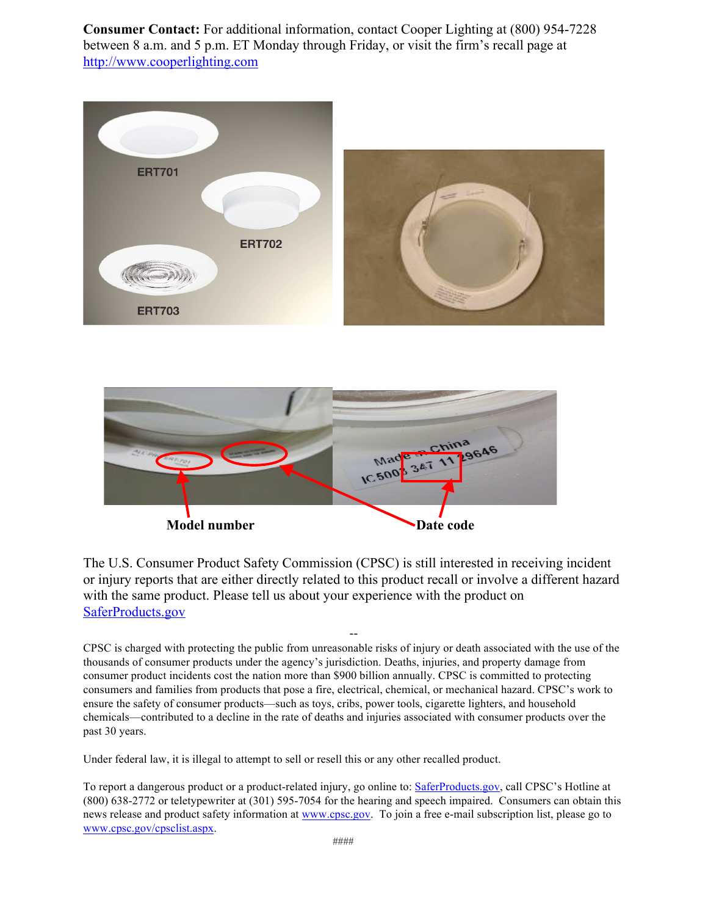**Consumer Contact:** For additional information, contact Cooper Lighting at (800) 954-7228 between 8 a.m. and 5 p.m. ET Monday through Friday, or visit the firm's recall page at http://www.cooperlighting.com

ERT701

ERT702

ERT703

Model number

Date code

The U.S. Consumer Product Safety Commission (CPSC) is still interested in receiving incident or injury reports that are either directly related to this product recall or involve a different hazard with the same product. Please tell us about your experience with the product on SaferProducts.gov

--

CPSC is charged with protecting the public from unreasonable risks of injury or death associated with the use of the thousands of consumer products under the agency's jurisdiction. Deaths, injuries, and property damage from consumer product incidents cost the nation more than $900 billion annually. CPSC is committed to protecting consumers and families from products that pose a fire, electrical, chemical, or mechanical hazard. CPSC's work to ensure the safety of consumer products—such as toys, cribs, power tools, cigarette lighters, and household chemicals—contributed to a decline in the rate of deaths and injuries associated with consumer products over the past 30 years.

Under federal law, it is illegal to attempt to sell or resell this or any other recalled product.

To report a dangerous product or a product-related injury, go online to: SaferProducts.gov, call CPSC's Hotline at (800) 638-2772 or teletypewriter at (301) 595-7054 for the hearing and speech impaired. Consumers can obtain this news release and product safety information at www.cpsc.gov. To join a free e-mail subscription list, please go to www.cpsc.gov/cpsclist.aspx.

####